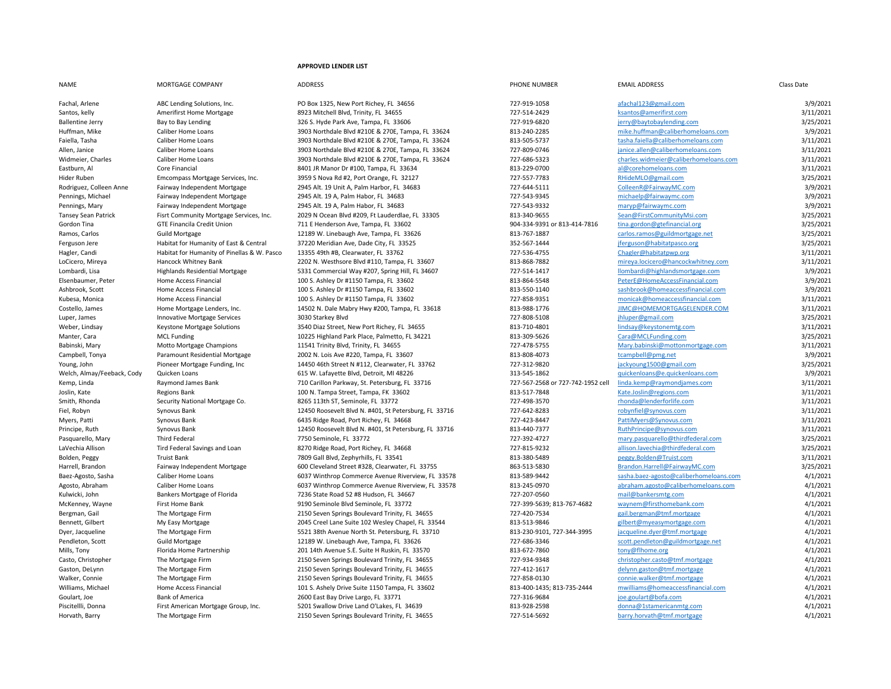**APPROVED LENDER LIST**

| NAME | MORTGAGE COMPANY | ADDRESS | PHONE NUMBER | EMAIL ADDRESS | Class Date |
|---|---|---|---|---|---|
| Fachal, Arlene | ABC Lending Solutions, Inc. | PO Box 1325, New Port Richey, FL 34656 | 727-919-1058 | afachal123@gmail.com | 3/9/2021 |
| Santos, kelly | Amerifirst Home Mortgage | 8923 Mitchell Blvd, Trinity, FL 34655 | 727-514-2429 | ksantos@amerifirst.com | 3/11/2021 |
| Ballentine Jerry | Bay to Bay Lending | 326 S. Hyde Park Ave, Tampa, FL 33606 | 727-919-6820 | jerry@baytobaylending.com | 3/25/2021 |
| Huffman, Mike | Caliber Home Loans | 3903 Northdale Blvd #210E & 270E, Tampa, FL 33624 | 813-240-2285 | mike.huffman@caliberhomeloans.com | 3/9/2021 |
| Faiella, Tasha | Caliber Home Loans | 3903 Northdale Blvd #210E & 270E, Tampa, FL 33624 | 813-505-5737 | tasha.faiella@caliberhomeloans.com | 3/11/2021 |
| Allen, Janice | Caliber Home Loans | 3903 Northdale Blvd #210E & 270E, Tampa, FL 33624 | 727-809-0746 | janice.allen@caliberhomeloans.com | 3/11/2021 |
| Widmeier, Charles | Caliber Home Loans | 3903 Northdale Blvd #210E & 270E, Tampa, FL 33624 | 727-686-5323 | charles.widmeier@caliberhomeloans.com | 3/11/2021 |
| Eastburn, Al | Core Financial | 8401 JR Manor Dr #100, Tampa, FL 33634 | 813-229-0700 | al@corehomeloans.com | 3/11/2021 |
| Hider Ruben | Emcompass Mortgage Services, Inc. | 3959 S Nova Rd #2, Port Orange, FL 32127 | 727-557-7783 | RHideMLO@gmail.com | 3/25/2021 |
| Rodriguez, Colleen Anne | Fairway Independent Mortgage | 2945 Alt. 19 Unit A, Palm Harbor, FL 34683 | 727-644-5111 | ColleenR@FairwayMC.com | 3/9/2021 |
| Pennings, Michael | Fairway Independent Mortgage | 2945 Alt. 19 A, Palm Habor, FL 34683 | 727-543-9345 | michaelp@fairwaymc.com | 3/9/2021 |
| Pennings, Mary | Fairway Independent Mortgage | 2945 Alt. 19 A, Palm Habor, FL 34683 | 727-543-9332 | maryp@fairwaymc.com | 3/9/2021 |
| Tansey Sean Patrick | Fisrt Community Mortgage Services, Inc. | 2029 N Ocean Blvd #209, Ft Lauderdlae, FL 33305 | 813-340-9655 | Sean@FirstCommunityMsi.com | 3/25/2021 |
| Gordon Tina | GTE Financila Credit Union | 711 E Henderson Ave, Tampa, FL 33602 | 904-334-9391 or 813-414-7816 | tina.gordon@gtefinancial.org | 3/25/2021 |
| Ramos, Carlos | Guild Mortgage | 12189 W. Linebaugh Ave, Tampa, FL 33626 | 813-767-1887 | carlos.ramos@guildmortgage.net | 3/25/2021 |
| Ferguson Jere | Habitat for Humanity of East & Central | 37220 Meridian Ave, Dade City, FL 33525 | 352-567-1444 | jferguson@habitatpasco.org | 3/25/2021 |
| Hagler, Candi | Habitat for Humanity of Pinellas & W. Pasco | 13355 49th #B, Clearwater, FL 33762 | 727-536-4755 | Chagler@habitatpwp.org | 3/11/2021 |
| LoCicero, Mireya | Hancock Whitney Bank | 2202 N. Westhsore Blvd #110, Tampa, FL 33607 | 813-868-7882 | mireya.locicero@hancockwhitney.com | 3/11/2021 |
| Lombardi, Lisa | Highlands Residential Mortgage | 5331 Commercial Way #207, Spring Hill, FL 34607 | 727-514-1417 | llombardi@highlandsmortgage.com | 3/9/2021 |
| Elsenbaumer, Peter | Home Access Financial | 100 S. Ashley Dr #1150 Tampa, FL 33602 | 813-864-5548 | PeterE@HomeAccessFinancial.com | 3/9/2021 |
| Ashbrook, Scott | Home Access Financial | 100 S. Ashley Dr #1150 Tampa, FL 33602 | 813-550-1140 | sashbrook@homeaccessfinancial.com | 3/9/2021 |
| Kubesa, Monica | Home Access Financial | 100 S. Ashley Dr #1150 Tampa, FL 33602 | 727-858-9351 | monicak@homeaccessfinancial.com | 3/11/2021 |
| Costello, James | Home Mortgage Lenders, Inc. | 14502 N. Dale Mabry Hwy #200, Tampa, FL 33618 | 813-988-1776 | JIMC@HOMEMORTGAGELENDER.COM | 3/11/2021 |
| Luper, James | Innovative Mortgage Services | 3030 Starkey Blvd | 727-808-5108 | jhluper@gmail.com | 3/25/2021 |
| Weber, Lindsay | Keystone Mortgage Solutions | 3540 Diaz Street, New Port Richey, FL 34655 | 813-710-4801 | lindsay@keystonemtg.com | 3/11/2021 |
| Manter, Cara | MCL Funding | 10225 Highland Park Place, Palmetto, FL 34221 | 813-309-5626 | Cara@MCLFunding.com | 3/25/2021 |
| Babinski, Mary | Motto Mortgage Champions | 11541 Trinity Blvd, Trinity, FL 34655 | 727-478-5755 | Mary.babinski@mottonmortgage.com | 3/11/2021 |
| Campbell, Tonya | Paramount Residential Mortgage | 2002 N. Lois Ave #220, Tampa, FL 33607 | 813-808-4073 | tcampbell@pmg.net | 3/9/2021 |
| Young, John | Pioneer Mortgage Funding, Inc | 14450 46th Street N #112, Clearwater, FL 33762 | 727-312-9820 | jackyoung1500@gmail.com | 3/25/2021 |
| Welch, Almay/Feeback, Cody | Quicken Loans | 615 W. Lafayette Blvd, Detroit, MI 48226 | 313-545-1862 | quickenloans@e.quickenloans.com | 3/9/2021 |
| Kemp, Linda | Raymond James Bank | 710 Carillon Parkway, St. Petersburg, FL 33716 | 727-567-2568 or 727-742-1952 cell | linda.kemp@raymondjames.com | 3/11/2021 |
| Joslin, Kate | Regions Bank | 100 N. Tampa Street, Tampa, FK 33602 | 813-517-7848 | Kate.Joslin@regions.com | 3/11/2021 |
| Smith, Rhonda | Security National Mortgage Co. | 8265 113th ST, Seminole, FL 33772 | 727-498-3570 | rhonda@lenderforlife.com | 3/11/2021 |
| Fiel, Robyn | Synovus Bank | 12450 Roosevelt Blvd N. #401, St Petersburg, FL 33716 | 727-642-8283 | robynfiel@synovus.com | 3/11/2021 |
| Myers, Patti | Synovus Bank | 6435 Ridge Road, Port Richey, FL 34668 | 727-423-8447 | PattiMyers@Synovus.com | 3/11/2021 |
| Principe, Ruth | Synovus Bank | 12450 Roosevelt Blvd N. #401, St Petersburg, FL 33716 | 813-440-7377 | RuthPrincipe@synovus.com | 3/11/2021 |
| Pasquarello, Mary | Third Federal | 7750 Seminole, FL 33772 | 727-392-4727 | mary.pasquarello@thirdfederal.com | 3/25/2021 |
| LaVechia Allison | Tird Federal Savings and Loan | 8270 Ridge Road, Port Richey, FL 34668 | 727-815-9232 | allison.lavechia@thirdfederal.com | 3/25/2021 |
| Bolden, Peggy | Truist Bank | 7809 Gall Blvd, Zephyrhills, FL 33541 | 813-380-5489 | peggy.Bolden@Truist.com | 3/11/2021 |
| Harrell, Brandon | Fairway Independent Mortgage | 600 Cleveland Street #328, Clearwater, FL 33755 | 863-513-5830 | Brandon.Harrell@FairwayMC.com | 3/25/2021 |
| Baez-Agosto, Sasha | Caliber Home Loans | 6037 Winthrop Commerce Avenue Riverview, FL 33578 | 813-589-9442 | sasha.baez-agosto@caliberhomeloans.com | 4/1/2021 |
| Agosto, Abraham | Caliber Home Loans | 6037 Winthrop Commerce Avenue Riverview, FL 33578 | 813-245-0970 | abraham.agosto@caliberhomeloans.com | 4/1/2021 |
| Kulwicki, John | Bankers Mortgage of Florida | 7236 State Road 52 #8 Hudson, FL 34667 | 727-207-0560 | mail@bankersmtg.com | 4/1/2021 |
| McKenney, Wayne | First Home Bank | 9190 Seminole Blvd Seminole, FL 33772 | 727-399-5639; 813-767-4682 | waynem@firsthomebank.com | 4/1/2021 |
| Bergman, Gail | The Mortgage Firm | 2150 Seven Springs Boulevard Trinity, FL 34655 | 727-420-7534 | gail.bergman@tmf.mortgage | 4/1/2021 |
| Bennett, Gilbert | My Easy Mortgage | 2045 Creel Lane Suite 102 Wesley Chapel, FL 33544 | 813-513-9846 | gilbert@myeasymortgage.com | 4/1/2021 |
| Dyer, Jacqueline | The Mortgage Firm | 5521 38th Avenue North St. Petersburg, FL 33710 | 813-230-9101, 727-344-3995 | jacqueline.dyer@tmf.mortgage | 4/1/2021 |
| Pendleton, Scott | Guild Mortgage | 12189 W. Linebaugh Ave, Tampa, FL 33626 | 727-686-3346 | scott.pendleton@guildmortgage.net | 4/1/2021 |
| Mills, Tony | Florida Home Partnership | 201 14th Avenue S.E. Suite H Ruskin, FL 33570 | 813-672-7860 | tony@flhome.org | 4/1/2021 |
| Casto, Christopher | The Mortgage Firm | 2150 Seven Springs Boulevard Trinity, FL 34655 | 727-934-9348 | christopher.casto@tmf.mortgage | 4/1/2021 |
| Gaston, DeLynn | The Mortgage Firm | 2150 Seven Springs Boulevard Trinity, FL 34655 | 727-412-1617 | delynn.gaston@tmf.mortgage | 4/1/2021 |
| Walker, Connie | The Mortgage Firm | 2150 Seven Springs Boulevard Trinity, FL 34655 | 727-858-0130 | connie.walker@tmf.mortgage | 4/1/2021 |
| Williams, Michael | Home Access Financial | 101 S. Ashely Drive Suite 1150 Tampa, FL 33602 | 813-400-1435; 813-735-2444 | mwilliams@homeaccessfinancial.com | 4/1/2021 |
| Goulart, Joe | Bank of America | 2600 East Bay Drive Largo, FL 33771 | 727-316-9684 | joe.goulart@bofa.com | 4/1/2021 |
| Piscitellli, Donna | First American Mortgage Group, Inc. | 5201 Swallow Drive Land O'Lakes, FL 34639 | 813-928-2598 | donna@1stamericanmtg.com | 4/1/2021 |
| Horvath, Barry | The Mortgage Firm | 2150 Seven Springs Boulevard Trinity, FL 34655 | 727-514-5692 | barry.horvath@tmf.mortgage | 4/1/2021 |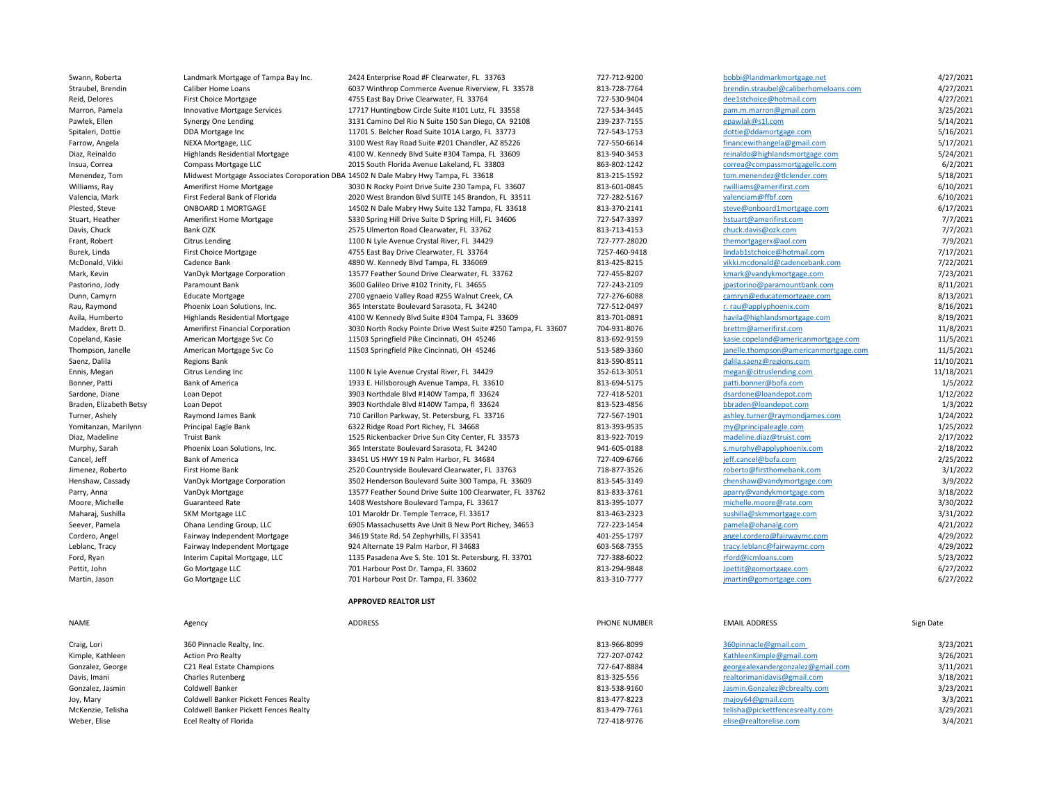| | | | | | |
|---|---|---|---|---|---|
| Swann, Roberta | Landmark Mortgage of Tampa Bay Inc. | 2424 Enterprise Road #F Clearwater, FL 33763 | 727-712-9200 | bobbi@landmarkmortgage.net | 4/27/2021 |
| Straubel, Brendin | Caliber Home Loans | 6037 Winthrop Commerce Avenue Riverview, FL 33578 | 813-728-7764 | brendin.straubel@caliberhomeloans.com | 4/27/2021 |
| Reid, Delores | First Choice Mortgage | 4755 East Bay Drive Clearwater, FL 33764 | 727-530-9404 | dee1stchoice@hotmail.com | 4/27/2021 |
| Marron, Pamela | Innovative Mortgage Services | 17717 Huntingbow Circle Suite #101 Lutz, FL 33558 | 727-534-3445 | pam.m.marron@gmail.com | 3/25/2021 |
| Pawlek, Ellen | Synergy One Lending | 3131 Camino Del Rio N Suite 150 San Diego, CA 92108 | 239-237-7155 | epawlak@s1l.com | 5/14/2021 |
| Spitaleri, Dottie | DDA Mortgage Inc | 11701 S. Belcher Road Suite 101A Largo, FL 33773 | 727-543-1753 | dottie@ddamortgage.com | 5/16/2021 |
| Farrow, Angela | NEXA Mortgage, LLC | 3100 West Ray Road Suite #201 Chandler, AZ 85226 | 727-550-6614 | financewithangela@gmail.com | 5/17/2021 |
| Diaz, Reinaldo | Highlands Residential Mortgage | 4100 W. Kennedy Blvd Suite #304 Tampa, FL 33609 | 813-940-3453 | reinaldo@highlandsmortgage.com | 5/24/2021 |
| Insua, Correa | Compass Mortgage LLC | 2015 South Florida Avenue Lakeland, FL 33803 | 863-802-1242 | correa@compassmortgagellc.com | 6/2/2021 |
| Menendez, Tom | Midwest Mortgage Associates Coroporation DBA | 14502 N Dale Mabry Hwy Tampa, FL 33618 | 813-215-1592 | tom.menendez@tlclender.com | 5/18/2021 |
| Williams, Ray | Amerifirst Home Mortgage | 3030 N Rocky Point Drive Suite 230 Tampa, FL 33607 | 813-601-0845 | rwilliams@amerifirst.com | 6/10/2021 |
| Valencia, Mark | First Federal Bank of Florida | 2020 West Brandon Blvd SUITE 145 Brandon, FL 33511 | 727-282-5167 | valenciam@ffbf.com | 6/10/2021 |
| Plested, Steve | ONBOARD 1 MORTGAGE | 14502 N Dale Mabry Hwy Suite 132 Tampa, FL 33618 | 813-370-2141 | steve@onboard1mortgage.com | 6/17/2021 |
| Stuart, Heather | Amerifirst Home Mortgage | 5330 Spring Hill Drive Suite D Spring Hill, FL 34606 | 727-547-3397 | hstuart@amerifirst.com | 7/7/2021 |
| Davis, Chuck | Bank OZK | 2575 Ulmerton Road Clearwater, FL 33762 | 813-713-4153 | chuck.davis@ozk.com | 7/7/2021 |
| Frant, Robert | Citrus Lending | 1100 N Lyle Avenue Crystal River, FL 34429 | 727-777-28020 | themortgagerx@aol.com | 7/9/2021 |
| Burek, Linda | First Choice Mortgage | 4755 East Bay Drive Clearwater, FL 33764 | 7257-460-9418 | lindab1stchoice@hotmail.com | 7/17/2021 |
| McDonald, Vikki | Cadence Bank | 4890 W. Kennedy Blvd Tampa, FL 336069 | 813-425-8215 | vikki.mcdonald@cadencebank.com | 7/22/2021 |
| Mark, Kevin | VanDyk Mortgage Corporation | 13577 Feather Sound Drive Clearwater, FL 33762 | 727-455-8207 | kmark@vandykmortgage.com | 7/23/2021 |
| Pastorino, Jody | Paramount Bank | 3600 Galileo Drive #102 Trinity, FL 34655 | 727-243-2109 | jpastorino@paramountbank.com | 8/11/2021 |
| Dunn, Camyrn | Educate Mortgage | 2700 ygnaeio Valley Road #255 Walnut Creek, CA | 727-276-6088 | camryn@educatemortgage.com | 8/13/2021 |
| Rau, Raymond | Phoenix Loan Solutions, Inc. | 365 Interstate Boulevard Sarasota, FL 34240 | 727-512-0497 | r. rau@applyphoenix.com | 8/16/2021 |
| Avila, Humberto | Highlands Residential Mortgage | 4100 W Kennedy Blvd Suite #304 Tampa, FL 33609 | 813-701-0891 | havila@highlandsmortgage.com | 8/19/2021 |
| Maddex, Brett D. | Amerifirst Financial Corporation | 3030 North Rocky Pointe Drive West Suite #250 Tampa, FL 33607 | 704-931-8076 | brettm@amerifirst.com | 11/8/2021 |
| Copeland, Kasie | American Mortgage Svc Co | 11503 Springfield Pike Cincinnati, OH 45246 | 813-692-9159 | kasie.copeland@americanmortgage.com | 11/5/2021 |
| Thompson, Janelle | American Mortgage Svc Co | 11503 Springfield Pike Cincinnati, OH 45246 | 513-589-3360 | janelle.thompson@americanmortgage.com | 11/5/2021 |
| Saenz, Dalila | Regions Bank | | 813-590-8511 | dalila.saenz@regions.com | 11/10/2021 |
| Ennis, Megan | Citrus Lending Inc | 1100 N Lyle Avenue Crystal River, FL 34429 | 352-613-3051 | megan@citruslending.com | 11/18/2021 |
| Bonner, Patti | Bank of America | 1933 E. Hillsborough Avenue Tampa, FL 33610 | 813-694-5175 | patti.bonner@bofa.com | 1/5/2022 |
| Sardone, Diane | Loan Depot | 3903 Northdale Blvd #140W Tampa, fl 33624 | 727-418-5201 | dsardone@loandepot.com | 1/12/2022 |
| Braden, Elizabeth Betsy | Loan Depot | 3903 Northdale Blvd #140W Tampa, fl 33624 | 813-523-4856 | bbraden@loandepot.com | 1/3/2022 |
| Turner, Ashely | Raymond James Bank | 710 Carillon Parkway, St. Petersburg, FL 33716 | 727-567-1901 | ashley.turner@raymondjames.com | 1/24/2022 |
| Yomitanzan, Marilynn | Principal Eagle Bank | 6322 Ridge Road Port Richey, FL 34668 | 813-393-9535 | my@principaleagle.com | 1/25/2022 |
| Diaz, Madeline | Truist Bank | 1525 Rickenbacker Drive Sun City Center, FL 33573 | 813-922-7019 | madeline.diaz@truist.com | 2/17/2022 |
| Murphy, Sarah | Phoenix Loan Solutions, Inc. | 365 Interstate Boulevard Sarasota, FL 34240 | 941-605-0188 | s.murphy@applyphoenix.com | 2/18/2022 |
| Cancel, Jeff | Bank of America | 33451 US HWY 19 N Palm Harbor, FL 34684 | 727-409-6766 | jeff.cancel@bofa.com | 2/25/2022 |
| Jimenez, Roberto | First Home Bank | 2520 Countryside Boulevard Clearwater, FL 33763 | 718-877-3526 | roberto@firsthomebank.com | 3/1/2022 |
| Henshaw, Cassady | VanDyk Mortgage Corporation | 3502 Henderson Boulevard Suite 300 Tampa, FL 33609 | 813-545-3149 | chenshaw@vandymortgage.com | 3/9/2022 |
| Parry, Anna | VanDyk Mortgage | 13577 Feather Sound Drive Suite 100 Clearwater, FL 33762 | 813-833-3761 | aparry@vandykmortgage.com | 3/18/2022 |
| Moore, Michelle | Guaranteed Rate | 1408 Westshore Boulevard Tampa, FL 33617 | 813-395-1077 | michelle.moore@rate.com | 3/30/2022 |
| Maharaj, Sushilla | SKM Mortgage LLC | 101 Maroldr Dr. Temple Terrace, FL 33617 | 813-463-2323 | sushilla@skmmortgage.com | 3/31/2022 |
| Seever, Pamela | Ohana Lending Group, LLC | 6905 Massachusetts Ave Unit B New Port Richey, 34653 | 727-223-1454 | pamela@ohanalg.com | 4/21/2022 |
| Cordero, Angel | Fairway Independent Mortgage | 34619 State Rd. 54 Zephyrhills, Fl 33541 | 401-255-1797 | angel.cordero@fairwaymc.com | 4/29/2022 |
| Leblanc, Tracy | Fairway Independent Mortgage | 924 Alternate 19 Palm Harbor, Fl 34683 | 603-568-7355 | tracy.leblanc@fairwaymc.com | 4/29/2022 |
| Ford, Ryan | Interim Capital Mortgage, LLC | 1135 Pasadena Ave S. Ste. 101 St. Petersburg, Fl. 33701 | 727-388-6022 | rford@icmloans.com | 5/23/2022 |
| Pettit, John | Go Mortgage LLC | 701 Harbour Post Dr. Tampa, Fl. 33602 | 813-294-9848 | Jpettit@gomortgage.com | 6/27/2022 |
| Martin, Jason | Go Mortgage LLC | 701 Harbour Post Dr. Tampa, Fl. 33602 | 813-310-7777 | jmartin@gomortgage.com | 6/27/2022 |

**APPROVED REALTOR LIST**

| NAME | Agency | ADDRESS | PHONE NUMBER | EMAIL ADDRESS | Sign Date |
|---|---|---|---|---|---|
| Craig, Lori | 360 Pinnacle Realty, Inc. | | 813-966-8099 | 360pinnacle@gmail.com | 3/23/2021 |
| Kimple, Kathleen | Action Pro Realty | | 727-207-0742 | KathleenKimple@gmail.com | 3/26/2021 |
| Gonzalez, George | C21 Real Estate Champions | | 727-647-8884 | georgealexandergonzalez@gmail.com | 3/11/2021 |
| Davis, Imani | Charles Rutenberg | | 813-325-556 | realtorimanidavis@gmail.com | 3/18/2021 |
| Gonzalez, Jasmin | Coldwell Banker | | 813-538-9160 | Jasmin.Gonzalez@cbrealty.com | 3/23/2021 |
| Joy, Mary | Coldwell Banker Pickett Fences Realty | | 813-477-8223 | majoy64@gmail.com | 3/3/2021 |
| McKenzie, Telisha | Coldwell Banker Pickett Fences Realty | | 813-479-7761 | telisha@pickettfencesrealty.com | 3/29/2021 |
| Weber, Elise | Ecel Realty of Florida | | 727-418-9776 | elise@realtorelise.com | 3/4/2021 |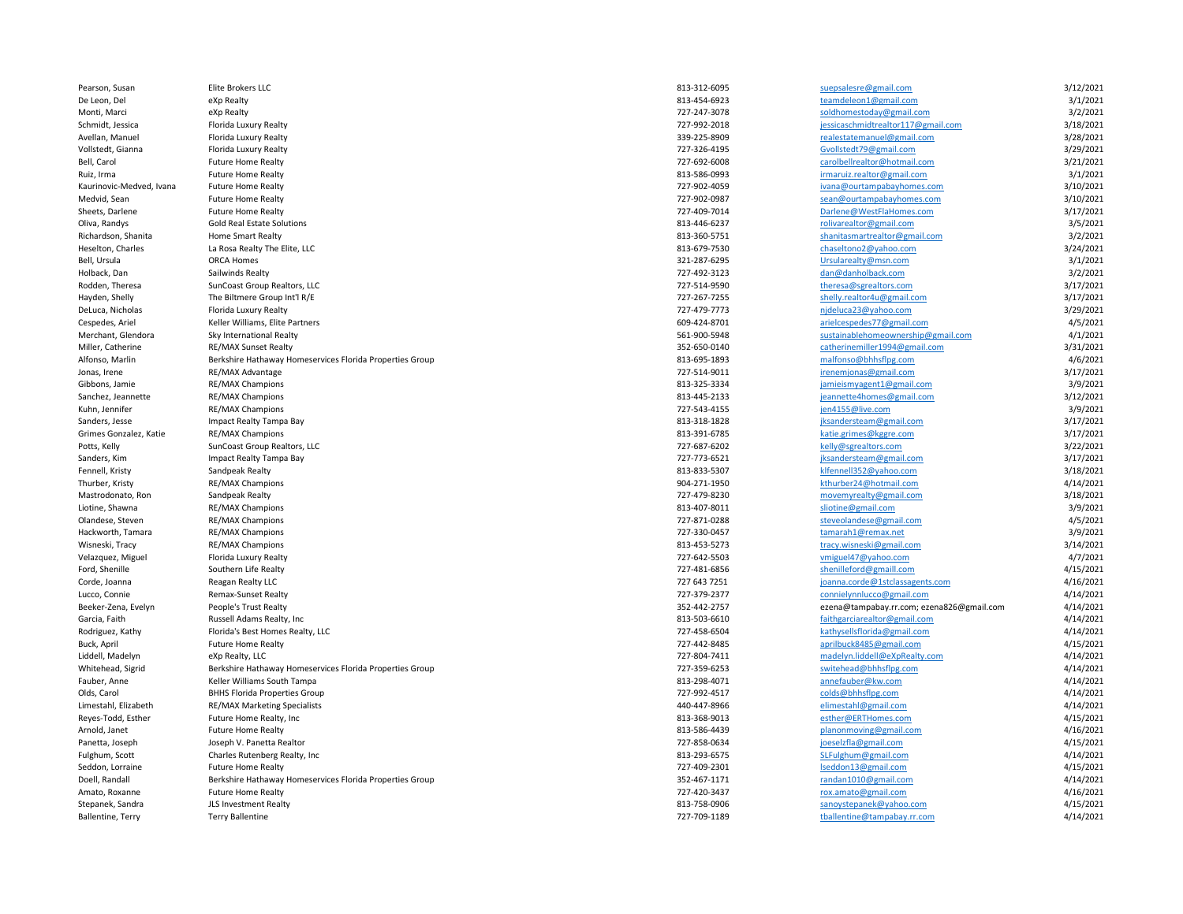| | | | | |
|---|---|---|---|---|
| Pearson, Susan | Elite Brokers LLC | 813-312-6095 | suepsalesre@gmail.com | 3/12/2021 |
| De Leon, Del | eXp Realty | 813-454-6923 | teamdeleon1@gmail.com | 3/1/2021 |
| Monti, Marci | eXp Realty | 727-247-3078 | soldhomestoday@gmail.com | 3/2/2021 |
| Schmidt, Jessica | Florida Luxury Realty | 727-992-2018 | jessicaschmidtrealtor117@gmail.com | 3/18/2021 |
| Avellan, Manuel | Florida Luxury Realty | 339-225-8909 | realestatemanuel@gmail.com | 3/28/2021 |
| Vollstedt, Gianna | Florida Luxury Realty | 727-326-4195 | Gvollstedt79@gmail.com | 3/29/2021 |
| Bell, Carol | Future Home Realty | 727-692-6008 | carolbellrealtor@hotmail.com | 3/21/2021 |
| Ruiz, Irma | Future Home Realty | 813-586-0993 | irmaruiz.realtor@gmail.com | 3/1/2021 |
| Kaurinovic-Medved, Ivana | Future Home Realty | 727-902-4059 | ivana@ourtampabayhomes.com | 3/10/2021 |
| Medvid, Sean | Future Home Realty | 727-902-0987 | sean@ourtampabayhomes.com | 3/10/2021 |
| Sheets, Darlene | Future Home Realty | 727-409-7014 | Darlene@WestFlaHomes.com | 3/17/2021 |
| Oliva, Randys | Gold Real Estate Solutions | 813-446-6237 | rolivarealtor@gmail.com | 3/5/2021 |
| Richardson, Shanita | Home Smart Realty | 813-360-5751 | shanitasmartrealtor@gmail.com | 3/2/2021 |
| Heselton, Charles | La Rosa Realty The Elite, LLC | 813-679-7530 | chaseltono2@yahoo.com | 3/24/2021 |
| Bell, Ursula | ORCA Homes | 321-287-6295 | Ursularealty@msn.com | 3/1/2021 |
| Holback, Dan | Sailwinds Realty | 727-492-3123 | dan@danholback.com | 3/2/2021 |
| Rodden, Theresa | SunCoast Group Realtors, LLC | 727-514-9590 | theresa@sgrealtors.com | 3/17/2021 |
| Hayden, Shelly | The Biltmere Group Int'l R/E | 727-267-7255 | shelly.realtor4u@gmail.com | 3/17/2021 |
| DeLuca, Nicholas | Florida Luxury Realty | 727-479-7773 | njdeluca23@yahoo.com | 3/29/2021 |
| Cespedes, Ariel | Keller Williams, Elite Partners | 609-424-8701 | arielcespedes77@gmail.com | 4/5/2021 |
| Merchant, Glendora | Sky International Realty | 561-900-5948 | sustainablehomeownership@gmail.com | 4/1/2021 |
| Miller, Catherine | RE/MAX Sunset Realty | 352-650-0140 | catherinemiller1994@gmail.com | 3/31/2021 |
| Alfonso, Marlin | Berkshire Hathaway Homeservices Florida Properties Group | 813-695-1893 | malfonso@bhhsflpg.com | 4/6/2021 |
| Jonas, Irene | RE/MAX Advantage | 727-514-9011 | irenemjonas@gmail.com | 3/17/2021 |
| Gibbons, Jamie | RE/MAX Champions | 813-325-3334 | jamieismyagent1@gmail.com | 3/9/2021 |
| Sanchez, Jeannette | RE/MAX Champions | 813-445-2133 | jeannette4homes@gmail.com | 3/12/2021 |
| Kuhn, Jennifer | RE/MAX Champions | 727-543-4155 | jen4155@live.com | 3/9/2021 |
| Sanders, Jesse | Impact Realty Tampa Bay | 813-318-1828 | jksandersteam@gmail.com | 3/17/2021 |
| Grimes Gonzalez, Katie | RE/MAX Champions | 813-391-6785 | katie.grimes@kggre.com | 3/17/2021 |
| Potts, Kelly | SunCoast Group Realtors, LLC | 727-687-6202 | kelly@sgrealtors.com | 3/22/2021 |
| Sanders, Kim | Impact Realty Tampa Bay | 727-773-6521 | jksandersteam@gmail.com | 3/17/2021 |
| Fennell, Kristy | Sandpeak Realty | 813-833-5307 | klfennell352@yahoo.com | 3/18/2021 |
| Thurber, Kristy | RE/MAX Champions | 904-271-1950 | kthurber24@hotmail.com | 4/14/2021 |
| Mastrodonato, Ron | Sandpeak Realty | 727-479-8230 | movemyrealty@gmail.com | 3/18/2021 |
| Liotine, Shawna | RE/MAX Champions | 813-407-8011 | sliotine@gmail.com | 3/9/2021 |
| Olandese, Steven | RE/MAX Champions | 727-871-0288 | steveolandese@gmail.com | 4/5/2021 |
| Hackworth, Tamara | RE/MAX Champions | 727-330-0457 | tamarah1@remax.net | 3/9/2021 |
| Wisneski, Tracy | RE/MAX Champions | 813-453-5273 | tracy.wisneski@gmail.com | 3/14/2021 |
| Velazquez, Miguel | Florida Luxury Realty | 727-642-5503 | vmiguel47@yahoo.com | 4/7/2021 |
| Ford, Shenille | Southern Life Realty | 727-481-6856 | shenilleford@gmaill.com | 4/15/2021 |
| Corde, Joanna | Reagan Realty LLC | 727 643 7251 | joanna.corde@1stclassagents.com | 4/16/2021 |
| Lucco, Connie | Remax-Sunset Realty | 727-379-2377 | connielynnlucco@gmail.com | 4/14/2021 |
| Beeker-Zena, Evelyn | People's Trust Realty | 352-442-2757 | ezena@tampabay.rr.com; ezena826@gmail.com | 4/14/2021 |
| Garcia, Faith | Russell Adams Realty, Inc | 813-503-6610 | faithgarciarealtor@gmail.com | 4/14/2021 |
| Rodriguez, Kathy | Florida's Best Homes Realty, LLC | 727-458-6504 | kathysellsflorida@gmail.com | 4/14/2021 |
| Buck, April | Future Home Realty | 727-442-8485 | aprilbuck8485@gmail.com | 4/15/2021 |
| Liddell, Madelyn | eXp Realty, LLC | 727-804-7411 | madelyn.liddell@eXpRealty.com | 4/14/2021 |
| Whitehead, Sigrid | Berkshire Hathaway Homeservices Florida Properties Group | 727-359-6253 | switehead@bhhsflpg.com | 4/14/2021 |
| Fauber, Anne | Keller Williams South Tampa | 813-298-4071 | annefauber@kw.com | 4/14/2021 |
| Olds, Carol | BHHS Florida Properties Group | 727-992-4517 | colds@bhhsflpg.com | 4/14/2021 |
| Limestahl, Elizabeth | RE/MAX Marketing Specialists | 440-447-8966 | elimestahl@gmail.com | 4/14/2021 |
| Reyes-Todd, Esther | Future Home Realty, Inc | 813-368-9013 | esther@ERTHomes.com | 4/15/2021 |
| Arnold, Janet | Future Home Realty | 813-586-4439 | planonmoving@gmail.com | 4/16/2021 |
| Panetta, Joseph | Joseph V. Panetta Realtor | 727-858-0634 | joeselzfla@gmail.com | 4/15/2021 |
| Fulghum, Scott | Charles Rutenberg Realty, Inc | 813-293-6575 | SLFulghum@gmail.com | 4/14/2021 |
| Seddon, Lorraine | Future Home Realty | 727-409-2301 | lseddon13@gmail.com | 4/15/2021 |
| Doell, Randall | Berkshire Hathaway Homeservices Florida Properties Group | 352-467-1171 | randan1010@gmail.com | 4/14/2021 |
| Amato, Roxanne | Future Home Realty | 727-420-3437 | rox.amato@gmail.com | 4/16/2021 |
| Stepanek, Sandra | JLS Investment Realty | 813-758-0906 | sanoystepanek@yahoo.com | 4/15/2021 |
| Ballentine, Terry | Terry Ballentine | 727-709-1189 | tballentine@tampabay.rr.com | 4/14/2021 |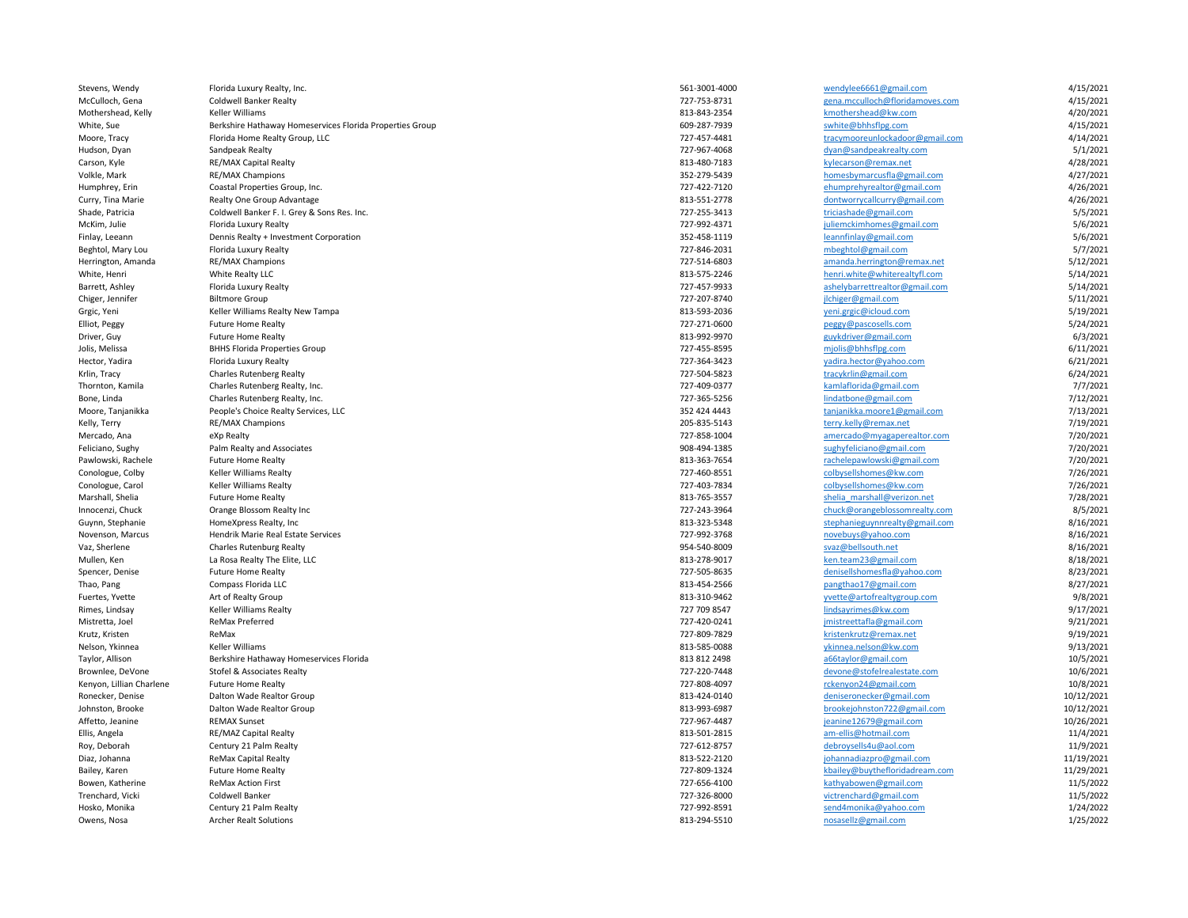| | | | | |
|---|---|---|---|---|
| Stevens, Wendy | Florida Luxury Realty, Inc. | 561-3001-4000 | wendylee6661@gmail.com | 4/15/2021 |
| McCulloch, Gena | Coldwell Banker Realty | 727-753-8731 | gena.mcculloch@floridamoves.com | 4/15/2021 |
| Mothershead, Kelly | Keller Williams | 813-843-2354 | kmothershead@kw.com | 4/20/2021 |
| White, Sue | Berkshire Hathaway Homeservices Florida Properties Group | 609-287-7939 | swhite@bhhsflpg.com | 4/15/2021 |
| Moore, Tracy | Florida Home Realty Group, LLC | 727-457-4481 | tracymooreunlockadoor@gmail.com | 4/14/2021 |
| Hudson, Dyan | Sandpeak Realty | 727-967-4068 | dyan@sandpeakrealty.com | 5/1/2021 |
| Carson, Kyle | RE/MAX Capital Realty | 813-480-7183 | kylecarson@remax.net | 4/28/2021 |
| Volkle, Mark | RE/MAX Champions | 352-279-5439 | homesbymarcusfla@gmail.com | 4/27/2021 |
| Humphrey, Erin | Coastal Properties Group, Inc. | 727-422-7120 | ehumprehyrealtor@gmail.com | 4/26/2021 |
| Curry, Tina Marie | Realty One Group Advantage | 813-551-2778 | dontworrycallcurry@gmail.com | 4/26/2021 |
| Shade, Patricia | Coldwell Banker F. I. Grey & Sons Res. Inc. | 727-255-3413 | triciashade@gmail.com | 5/5/2021 |
| McKim, Julie | Florida Luxury Realty | 727-992-4371 | juliemckimhomes@gmail.com | 5/6/2021 |
| Finlay, Leeann | Dennis Realty + Investment Corporation | 352-458-1119 | leannfinlay@gmail.com | 5/6/2021 |
| Beghtol, Mary Lou | Florida Luxury Realty | 727-846-2031 | mbeghtol@gmail.com | 5/7/2021 |
| Herrington, Amanda | RE/MAX Champions | 727-514-6803 | amanda.herrington@remax.net | 5/12/2021 |
| White, Henri | White Realty LLC | 813-575-2246 | henri.white@whiterealtyfl.com | 5/14/2021 |
| Barrett, Ashley | Florida Luxury Realty | 727-457-9933 | ashelybarrettrealtor@gmail.com | 5/14/2021 |
| Chiger, Jennifer | Biltmore Group | 727-207-8740 | jlchiger@gmail.com | 5/11/2021 |
| Grgic, Yeni | Keller Williams Realty New Tampa | 813-593-2036 | yeni.grgic@icloud.com | 5/19/2021 |
| Elliot, Peggy | Future Home Realty | 727-271-0600 | peggy@pascosells.com | 5/24/2021 |
| Driver, Guy | Future Home Realty | 813-992-9970 | guykdriver@gmail.com | 6/3/2021 |
| Jolis, Melissa | BHHS Florida Properties Group | 727-455-8595 | mjolis@bhhsflpg.com | 6/11/2021 |
| Hector, Yadira | Florida Luxury Realty | 727-364-3423 | yadira.hector@yahoo.com | 6/21/2021 |
| Krlin, Tracy | Charles Rutenberg Realty | 727-504-5823 | tracykrlin@gmail.com | 6/24/2021 |
| Thornton, Kamila | Charles Rutenberg Realty, Inc. | 727-409-0377 | kamlaflorida@gmail.com | 7/7/2021 |
| Bone, Linda | Charles Rutenberg Realty, Inc. | 727-365-5256 | lindatbone@gmail.com | 7/12/2021 |
| Moore, Tanjanikka | People's Choice Realty Services, LLC | 352 424 4443 | tanjanikka.moore1@gmail.com | 7/13/2021 |
| Kelly, Terry | RE/MAX Champions | 205-835-5143 | terry.kelly@remax.net | 7/19/2021 |
| Mercado, Ana | eXp Realty | 727-858-1004 | amercado@myagaperealtor.com | 7/20/2021 |
| Feliciano, Sughy | Palm Realty and Associates | 908-494-1385 | sughyfeliciano@gmail.com | 7/20/2021 |
| Pawlowski, Rachele | Future Home Realty | 813-363-7654 | rachelepawlowski@gmail.com | 7/20/2021 |
| Conologue, Colby | Keller Williams Realty | 727-460-8551 | colbysellshomes@kw.com | 7/26/2021 |
| Conologue, Carol | Keller Williams Realty | 727-403-7834 | colbysellshomes@kw.com | 7/26/2021 |
| Marshall, Shelia | Future Home Realty | 813-765-3557 | shelia_marshall@verizon.net | 7/28/2021 |
| Innocenzi, Chuck | Orange Blossom Realty Inc | 727-243-3964 | chuck@orangeblossomrealty.com | 8/5/2021 |
| Guynn, Stephanie | HomeXpress Realty, Inc | 813-323-5348 | stephanieguynnrealty@gmail.com | 8/16/2021 |
| Novenson, Marcus | Hendrik Marie Real Estate Services | 727-992-3768 | novebuys@yahoo.com | 8/16/2021 |
| Vaz, Sherlene | Charles Rutenburg Realty | 954-540-8009 | svaz@bellsouth.net | 8/16/2021 |
| Mullen, Ken | La Rosa Realty The Elite, LLC | 813-278-9017 | ken.team23@gmail.com | 8/18/2021 |
| Spencer, Denise | Future Home Realty | 727-505-8635 | denisellshomesfla@yahoo.com | 8/23/2021 |
| Thao, Pang | Compass Florida LLC | 813-454-2566 | pangthao17@gmail.com | 8/27/2021 |
| Fuertes, Yvette | Art of Realty Group | 813-310-9462 | yvette@artofrealtygroup.com | 9/8/2021 |
| Rimes, Lindsay | Keller Williams Realty | 727 709 8547 | lindsayrimes@kw.com | 9/17/2021 |
| Mistretta, Joel | ReMax Preferred | 727-420-0241 | jmistreettafla@gmail.com | 9/21/2021 |
| Krutz, Kristen | ReMax | 727-809-7829 | kristenkrutz@remax.net | 9/19/2021 |
| Nelson, Ykinnea | Keller Williams | 813-585-0088 | ykinnea.nelson@kw.com | 9/13/2021 |
| Taylor, Allison | Berkshire Hathaway Homeservices Florida | 813 812 2498 | a66taylor@gmail.com | 10/5/2021 |
| Brownlee, DeVone | Stofel & Associates Realty | 727-220-7448 | devone@stofelrealestate.com | 10/6/2021 |
| Kenyon, Lillian Charlene | Future Home Realty | 727-808-4097 | rckenyon24@gmail.com | 10/8/2021 |
| Ronecker, Denise | Dalton Wade Realtor Group | 813-424-0140 | deniseronecker@gmail.com | 10/12/2021 |
| Johnston, Brooke | Dalton Wade Realtor Group | 813-993-6987 | brookejohnston722@gmail.com | 10/12/2021 |
| Affetto, Jeanine | REMAX Sunset | 727-967-4487 | jeanine12679@gmail.com | 10/26/2021 |
| Ellis, Angela | RE/MAZ Capital Realty | 813-501-2815 | am-ellis@hotmail.com | 11/4/2021 |
| Roy, Deborah | Century 21 Palm Realty | 727-612-8757 | debroysells4u@aol.com | 11/9/2021 |
| Diaz, Johanna | ReMax Capital Realty | 813-522-2120 | johannadiazpro@gmail.com | 11/19/2021 |
| Bailey, Karen | Future Home Realty | 727-809-1324 | kbailey@buythefloridadream.com | 11/29/2021 |
| Bowen, Katherine | ReMax Action First | 727-656-4100 | kathyabowen@gmail.com | 11/5/2022 |
| Trenchard, Vicki | Coldwell Banker | 727-326-8000 | victrenchard@gmail.com | 11/5/2022 |
| Hosko, Monika | Century 21 Palm Realty | 727-992-8591 | send4monika@yahoo.com | 1/24/2022 |
| Owens, Nosa | Archer Realt Solutions | 813-294-5510 | nosasellz@gmail.com | 1/25/2022 |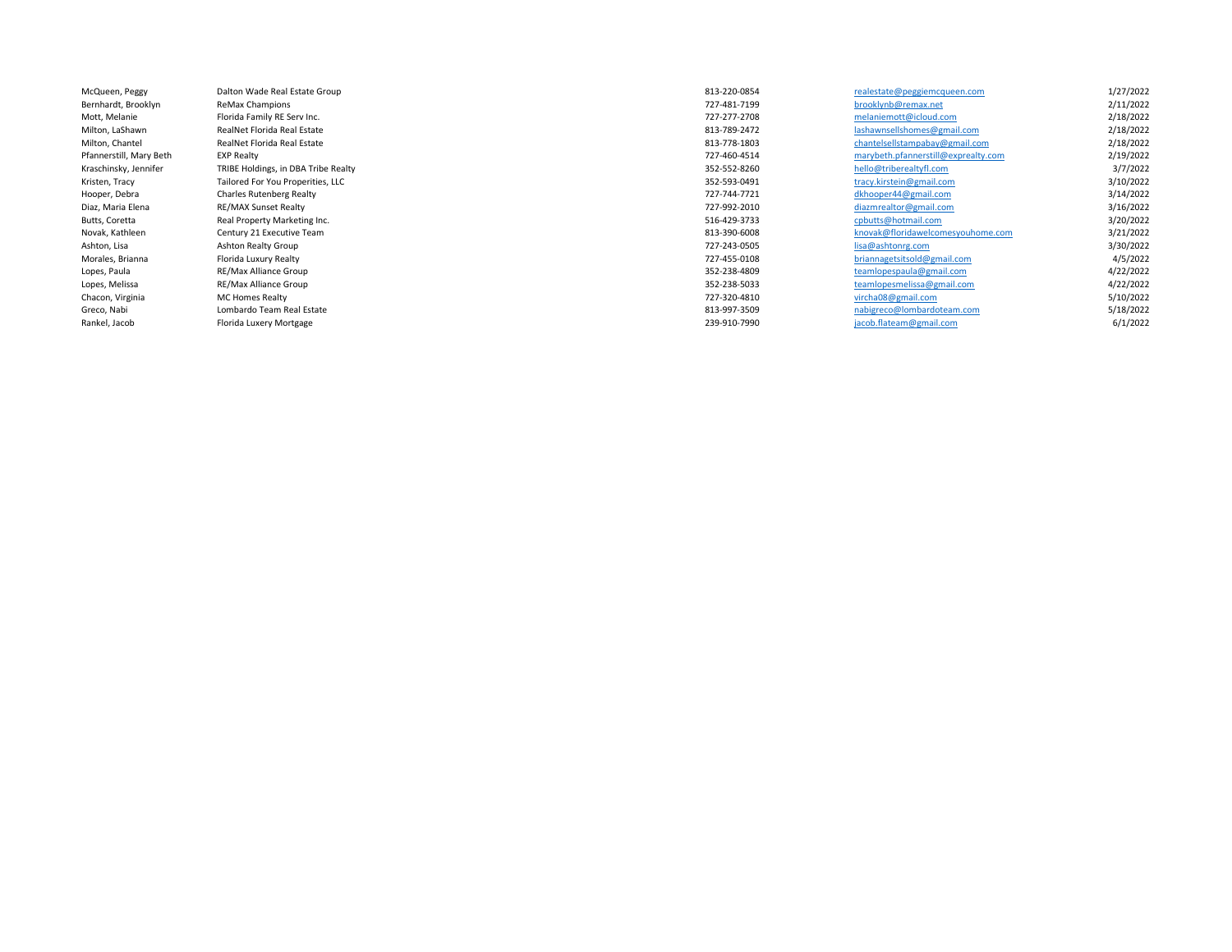| | | | | |
|---|---|---|---|---|
| McQueen, Peggy | Dalton Wade Real Estate Group | 813-220-0854 | realestate@peggiemcqueen.com | 1/27/2022 |
| Bernhardt, Brooklyn | ReMax Champions | 727-481-7199 | brooklynb@remax.net | 2/11/2022 |
| Mott, Melanie | Florida Family RE Serv Inc. | 727-277-2708 | melaniemott@icloud.com | 2/18/2022 |
| Milton, LaShawn | RealNet Florida Real Estate | 813-789-2472 | lashawnsellshomes@gmail.com | 2/18/2022 |
| Milton, Chantel | RealNet Florida Real Estate | 813-778-1803 | chantelsellstampabay@gmail.com | 2/18/2022 |
| Pfannerstill, Mary Beth | EXP Realty | 727-460-4514 | marybeth.pfannerstill@exprealty.com | 2/19/2022 |
| Kraschinsky, Jennifer | TRIBE Holdings, in DBA Tribe Realty | 352-552-8260 | hello@triberealtyfl.com | 3/7/2022 |
| Kristen, Tracy | Tailored For You Properities, LLC | 352-593-0491 | tracy.kirstein@gmail.com | 3/10/2022 |
| Hooper, Debra | Charles Rutenberg Realty | 727-744-7721 | dkhooper44@gmail.com | 3/14/2022 |
| Diaz, Maria Elena | RE/MAX Sunset Realty | 727-992-2010 | diazmrealtor@gmail.com | 3/16/2022 |
| Butts, Coretta | Real Property Marketing Inc. | 516-429-3733 | cpbutts@hotmail.com | 3/20/2022 |
| Novak, Kathleen | Century 21 Executive Team | 813-390-6008 | knovak@floridawelcomesyouhome.com | 3/21/2022 |
| Ashton, Lisa | Ashton Realty Group | 727-243-0505 | lisa@ashtonrg.com | 3/30/2022 |
| Morales, Brianna | Florida Luxury Realty | 727-455-0108 | briannagetsitsold@gmail.com | 4/5/2022 |
| Lopes, Paula | RE/Max Alliance Group | 352-238-4809 | teamlopespaula@gmail.com | 4/22/2022 |
| Lopes, Melissa | RE/Max Alliance Group | 352-238-5033 | teamlopesmelissa@gmail.com | 4/22/2022 |
| Chacon, Virginia | MC Homes Realty | 727-320-4810 | vircha08@gmail.com | 5/10/2022 |
| Greco, Nabi | Lombardo Team Real Estate | 813-997-3509 | nabigreco@lombardoteam.com | 5/18/2022 |
| Rankel, Jacob | Florida Luxery Mortgage | 239-910-7990 | jacob.flateam@gmail.com | 6/1/2022 |